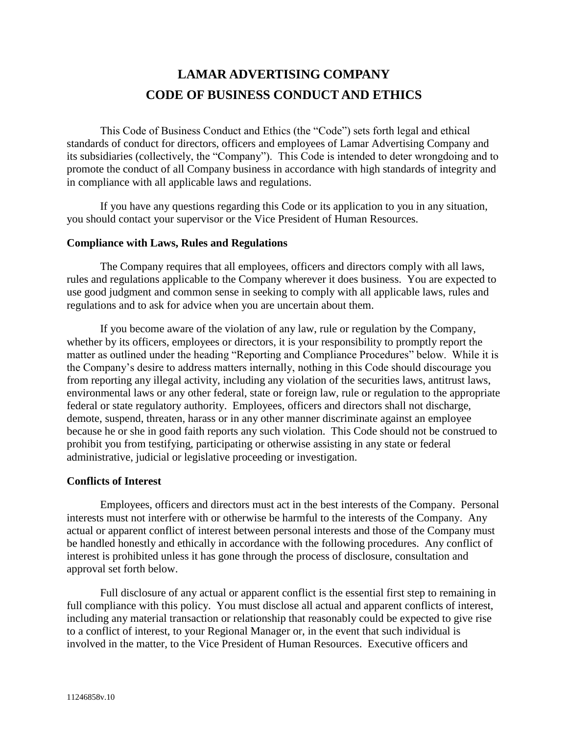# LAMAR ADVERTISING COMPANY
# CODE OF BUSINESS CONDUCT AND ETHICS

This Code of Business Conduct and Ethics (the "Code") sets forth legal and ethical standards of conduct for directors, officers and employees of Lamar Advertising Company and its subsidiaries (collectively, the "Company"). This Code is intended to deter wrongdoing and to promote the conduct of all Company business in accordance with high standards of integrity and in compliance with all applicable laws and regulations.

If you have any questions regarding this Code or its application to you in any situation, you should contact your supervisor or the Vice President of Human Resources.

**Compliance with Laws, Rules and Regulations**

The Company requires that all employees, officers and directors comply with all laws, rules and regulations applicable to the Company wherever it does business. You are expected to use good judgment and common sense in seeking to comply with all applicable laws, rules and regulations and to ask for advice when you are uncertain about them.

If you become aware of the violation of any law, rule or regulation by the Company, whether by its officers, employees or directors, it is your responsibility to promptly report the matter as outlined under the heading "Reporting and Compliance Procedures" below. While it is the Company's desire to address matters internally, nothing in this Code should discourage you from reporting any illegal activity, including any violation of the securities laws, antitrust laws, environmental laws or any other federal, state or foreign law, rule or regulation to the appropriate federal or state regulatory authority. Employees, officers and directors shall not discharge, demote, suspend, threaten, harass or in any other manner discriminate against an employee because he or she in good faith reports any such violation. This Code should not be construed to prohibit you from testifying, participating or otherwise assisting in any state or federal administrative, judicial or legislative proceeding or investigation.

**Conflicts of Interest**

Employees, officers and directors must act in the best interests of the Company. Personal interests must not interfere with or otherwise be harmful to the interests of the Company. Any actual or apparent conflict of interest between personal interests and those of the Company must be handled honestly and ethically in accordance with the following procedures. Any conflict of interest is prohibited unless it has gone through the process of disclosure, consultation and approval set forth below.

Full disclosure of any actual or apparent conflict is the essential first step to remaining in full compliance with this policy. You must disclose all actual and apparent conflicts of interest, including any material transaction or relationship that reasonably could be expected to give rise to a conflict of interest, to your Regional Manager or, in the event that such individual is involved in the matter, to the Vice President of Human Resources. Executive officers and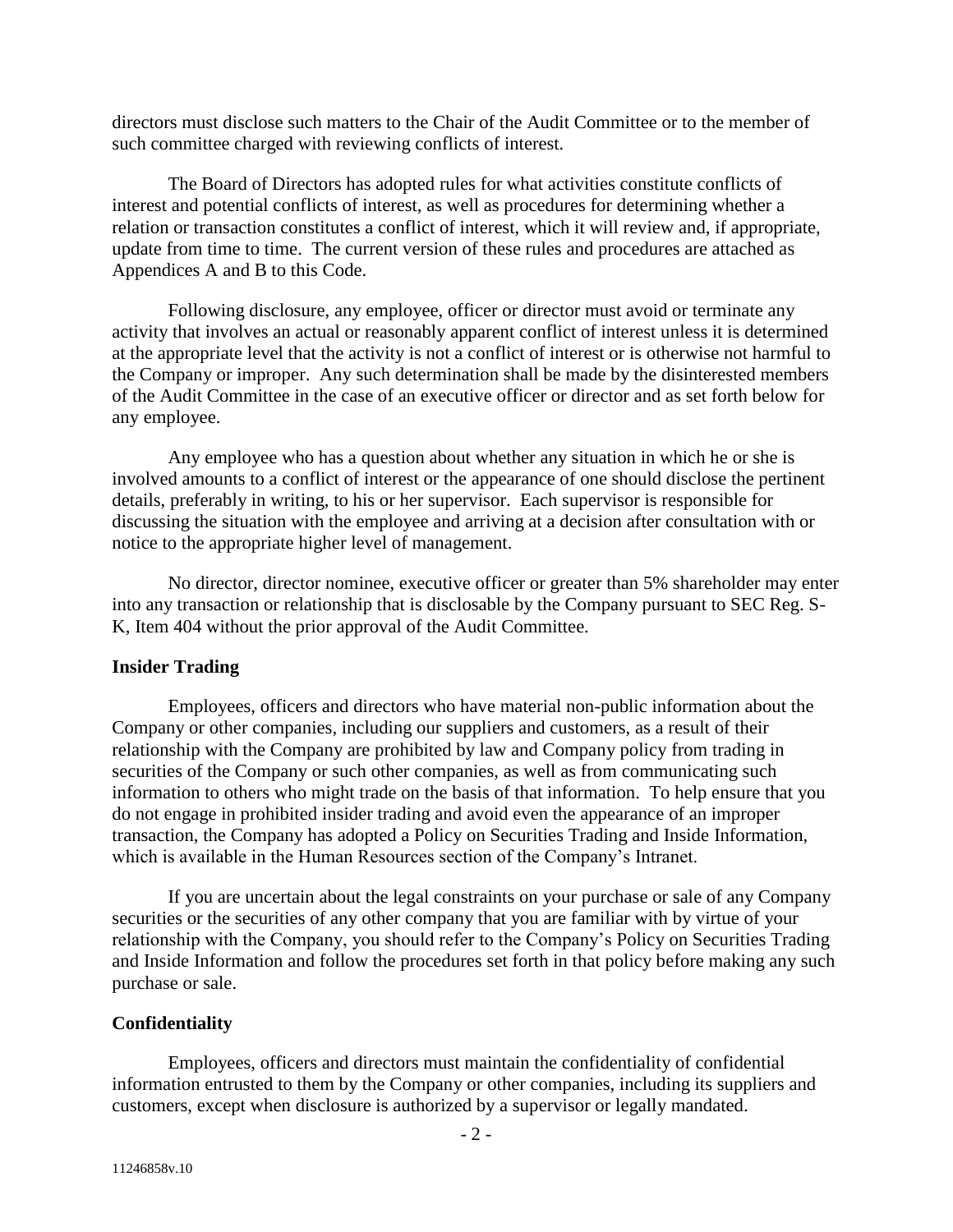directors must disclose such matters to the Chair of the Audit Committee or to the member of such committee charged with reviewing conflicts of interest.

The Board of Directors has adopted rules for what activities constitute conflicts of interest and potential conflicts of interest, as well as procedures for determining whether a relation or transaction constitutes a conflict of interest, which it will review and, if appropriate, update from time to time. The current version of these rules and procedures are attached as Appendices A and B to this Code.

Following disclosure, any employee, officer or director must avoid or terminate any activity that involves an actual or reasonably apparent conflict of interest unless it is determined at the appropriate level that the activity is not a conflict of interest or is otherwise not harmful to the Company or improper. Any such determination shall be made by the disinterested members of the Audit Committee in the case of an executive officer or director and as set forth below for any employee.

Any employee who has a question about whether any situation in which he or she is involved amounts to a conflict of interest or the appearance of one should disclose the pertinent details, preferably in writing, to his or her supervisor. Each supervisor is responsible for discussing the situation with the employee and arriving at a decision after consultation with or notice to the appropriate higher level of management.

No director, director nominee, executive officer or greater than 5% shareholder may enter into any transaction or relationship that is disclosable by the Company pursuant to SEC Reg. S-K, Item 404 without the prior approval of the Audit Committee.

**Insider Trading**

Employees, officers and directors who have material non-public information about the Company or other companies, including our suppliers and customers, as a result of their relationship with the Company are prohibited by law and Company policy from trading in securities of the Company or such other companies, as well as from communicating such information to others who might trade on the basis of that information. To help ensure that you do not engage in prohibited insider trading and avoid even the appearance of an improper transaction, the Company has adopted a Policy on Securities Trading and Inside Information, which is available in the Human Resources section of the Company's Intranet.

If you are uncertain about the legal constraints on your purchase or sale of any Company securities or the securities of any other company that you are familiar with by virtue of your relationship with the Company, you should refer to the Company's Policy on Securities Trading and Inside Information and follow the procedures set forth in that policy before making any such purchase or sale.

**Confidentiality**

Employees, officers and directors must maintain the confidentiality of confidential information entrusted to them by the Company or other companies, including its suppliers and customers, except when disclosure is authorized by a supervisor or legally mandated.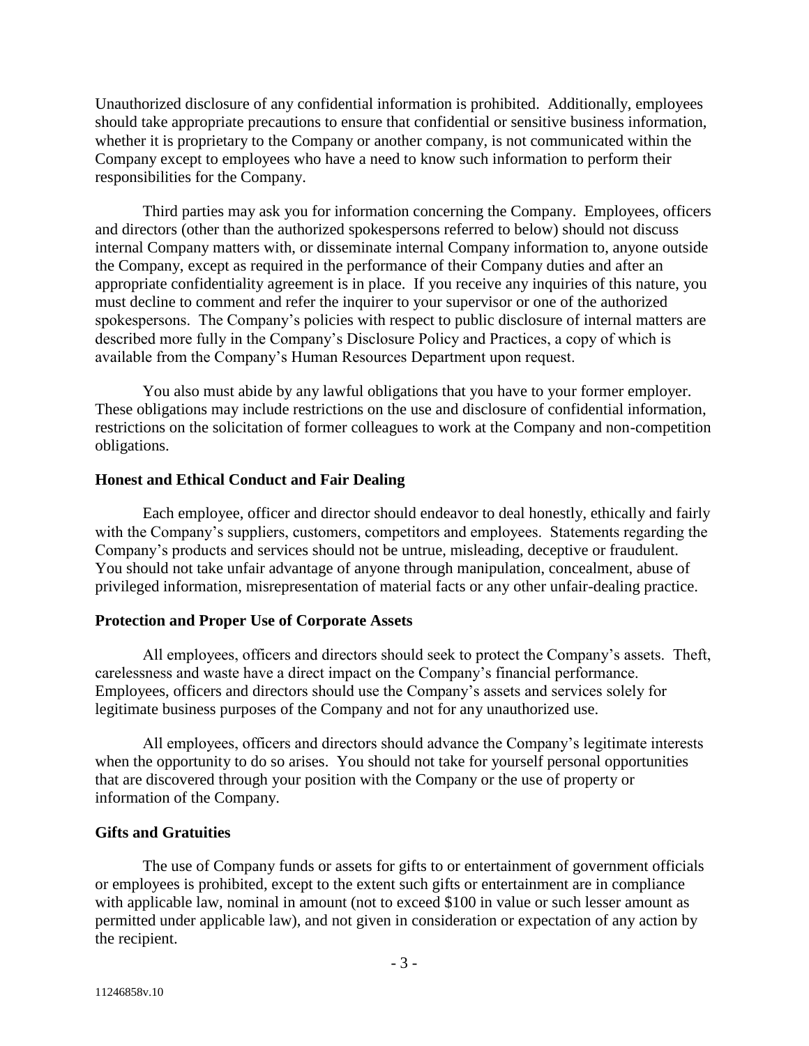Unauthorized disclosure of any confidential information is prohibited. Additionally, employees should take appropriate precautions to ensure that confidential or sensitive business information, whether it is proprietary to the Company or another company, is not communicated within the Company except to employees who have a need to know such information to perform their responsibilities for the Company.

Third parties may ask you for information concerning the Company. Employees, officers and directors (other than the authorized spokespersons referred to below) should not discuss internal Company matters with, or disseminate internal Company information to, anyone outside the Company, except as required in the performance of their Company duties and after an appropriate confidentiality agreement is in place. If you receive any inquiries of this nature, you must decline to comment and refer the inquirer to your supervisor or one of the authorized spokespersons. The Company's policies with respect to public disclosure of internal matters are described more fully in the Company's Disclosure Policy and Practices, a copy of which is available from the Company's Human Resources Department upon request.

You also must abide by any lawful obligations that you have to your former employer. These obligations may include restrictions on the use and disclosure of confidential information, restrictions on the solicitation of former colleagues to work at the Company and non-competition obligations.

**Honest and Ethical Conduct and Fair Dealing**

Each employee, officer and director should endeavor to deal honestly, ethically and fairly with the Company's suppliers, customers, competitors and employees. Statements regarding the Company's products and services should not be untrue, misleading, deceptive or fraudulent. You should not take unfair advantage of anyone through manipulation, concealment, abuse of privileged information, misrepresentation of material facts or any other unfair-dealing practice.

**Protection and Proper Use of Corporate Assets**

All employees, officers and directors should seek to protect the Company's assets. Theft, carelessness and waste have a direct impact on the Company's financial performance. Employees, officers and directors should use the Company's assets and services solely for legitimate business purposes of the Company and not for any unauthorized use.

All employees, officers and directors should advance the Company's legitimate interests when the opportunity to do so arises. You should not take for yourself personal opportunities that are discovered through your position with the Company or the use of property or information of the Company.

**Gifts and Gratuities**

The use of Company funds or assets for gifts to or entertainment of government officials or employees is prohibited, except to the extent such gifts or entertainment are in compliance with applicable law, nominal in amount (not to exceed $100 in value or such lesser amount as permitted under applicable law), and not given in consideration or expectation of any action by the recipient.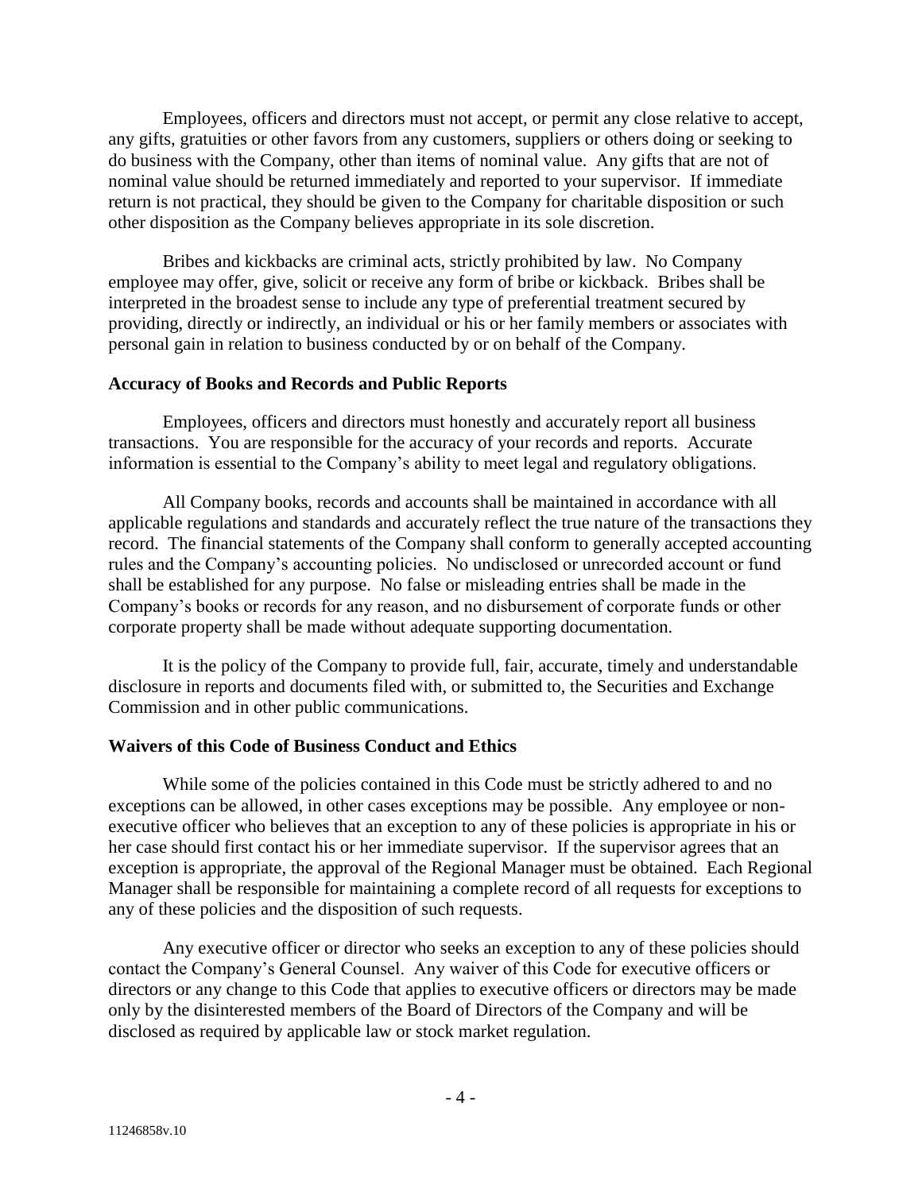Employees, officers and directors must not accept, or permit any close relative to accept, any gifts, gratuities or other favors from any customers, suppliers or others doing or seeking to do business with the Company, other than items of nominal value. Any gifts that are not of nominal value should be returned immediately and reported to your supervisor. If immediate return is not practical, they should be given to the Company for charitable disposition or such other disposition as the Company believes appropriate in its sole discretion.

Bribes and kickbacks are criminal acts, strictly prohibited by law. No Company employee may offer, give, solicit or receive any form of bribe or kickback. Bribes shall be interpreted in the broadest sense to include any type of preferential treatment secured by providing, directly or indirectly, an individual or his or her family members or associates with personal gain in relation to business conducted by or on behalf of the Company.

**Accuracy of Books and Records and Public Reports**

Employees, officers and directors must honestly and accurately report all business transactions. You are responsible for the accuracy of your records and reports. Accurate information is essential to the Company's ability to meet legal and regulatory obligations.

All Company books, records and accounts shall be maintained in accordance with all applicable regulations and standards and accurately reflect the true nature of the transactions they record. The financial statements of the Company shall conform to generally accepted accounting rules and the Company's accounting policies. No undisclosed or unrecorded account or fund shall be established for any purpose. No false or misleading entries shall be made in the Company's books or records for any reason, and no disbursement of corporate funds or other corporate property shall be made without adequate supporting documentation.

It is the policy of the Company to provide full, fair, accurate, timely and understandable disclosure in reports and documents filed with, or submitted to, the Securities and Exchange Commission and in other public communications.

**Waivers of this Code of Business Conduct and Ethics**

While some of the policies contained in this Code must be strictly adhered to and no exceptions can be allowed, in other cases exceptions may be possible. Any employee or non-executive officer who believes that an exception to any of these policies is appropriate in his or her case should first contact his or her immediate supervisor. If the supervisor agrees that an exception is appropriate, the approval of the Regional Manager must be obtained. Each Regional Manager shall be responsible for maintaining a complete record of all requests for exceptions to any of these policies and the disposition of such requests.

Any executive officer or director who seeks an exception to any of these policies should contact the Company's General Counsel. Any waiver of this Code for executive officers or directors or any change to this Code that applies to executive officers or directors may be made only by the disinterested members of the Board of Directors of the Company and will be disclosed as required by applicable law or stock market regulation.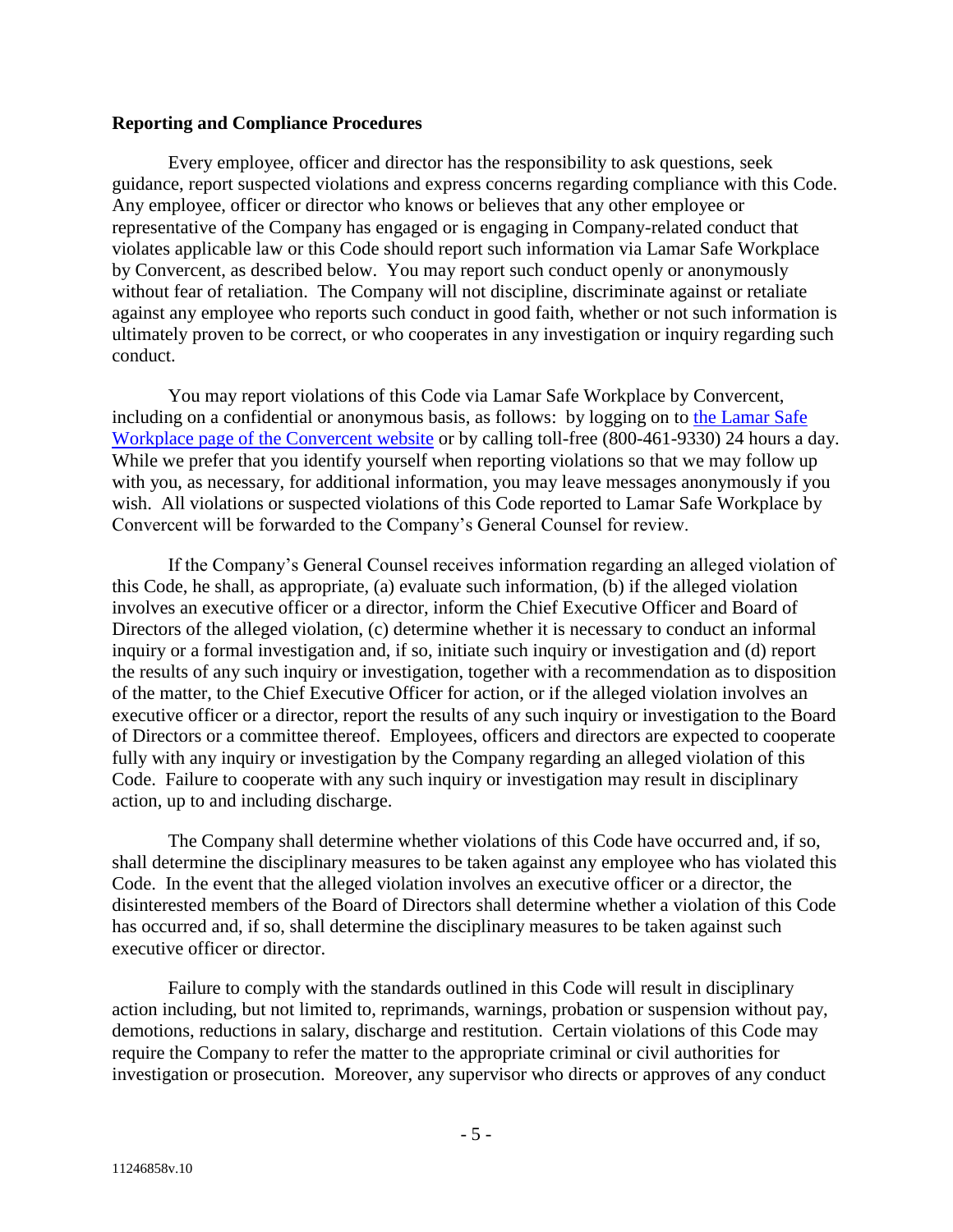**Reporting and Compliance Procedures**

Every employee, officer and director has the responsibility to ask questions, seek guidance, report suspected violations and express concerns regarding compliance with this Code. Any employee, officer or director who knows or believes that any other employee or representative of the Company has engaged or is engaging in Company-related conduct that violates applicable law or this Code should report such information via Lamar Safe Workplace by Convercent, as described below. You may report such conduct openly or anonymously without fear of retaliation. The Company will not discipline, discriminate against or retaliate against any employee who reports such conduct in good faith, whether or not such information is ultimately proven to be correct, or who cooperates in any investigation or inquiry regarding such conduct.

You may report violations of this Code via Lamar Safe Workplace by Convercent, including on a confidential or anonymous basis, as follows: by logging on to the Lamar Safe Workplace page of the Convercent website or by calling toll-free (800-461-9330) 24 hours a day. While we prefer that you identify yourself when reporting violations so that we may follow up with you, as necessary, for additional information, you may leave messages anonymously if you wish. All violations or suspected violations of this Code reported to Lamar Safe Workplace by Convercent will be forwarded to the Company's General Counsel for review.

If the Company's General Counsel receives information regarding an alleged violation of this Code, he shall, as appropriate, (a) evaluate such information, (b) if the alleged violation involves an executive officer or a director, inform the Chief Executive Officer and Board of Directors of the alleged violation, (c) determine whether it is necessary to conduct an informal inquiry or a formal investigation and, if so, initiate such inquiry or investigation and (d) report the results of any such inquiry or investigation, together with a recommendation as to disposition of the matter, to the Chief Executive Officer for action, or if the alleged violation involves an executive officer or a director, report the results of any such inquiry or investigation to the Board of Directors or a committee thereof. Employees, officers and directors are expected to cooperate fully with any inquiry or investigation by the Company regarding an alleged violation of this Code. Failure to cooperate with any such inquiry or investigation may result in disciplinary action, up to and including discharge.

The Company shall determine whether violations of this Code have occurred and, if so, shall determine the disciplinary measures to be taken against any employee who has violated this Code. In the event that the alleged violation involves an executive officer or a director, the disinterested members of the Board of Directors shall determine whether a violation of this Code has occurred and, if so, shall determine the disciplinary measures to be taken against such executive officer or director.

Failure to comply with the standards outlined in this Code will result in disciplinary action including, but not limited to, reprimands, warnings, probation or suspension without pay, demotions, reductions in salary, discharge and restitution. Certain violations of this Code may require the Company to refer the matter to the appropriate criminal or civil authorities for investigation or prosecution. Moreover, any supervisor who directs or approves of any conduct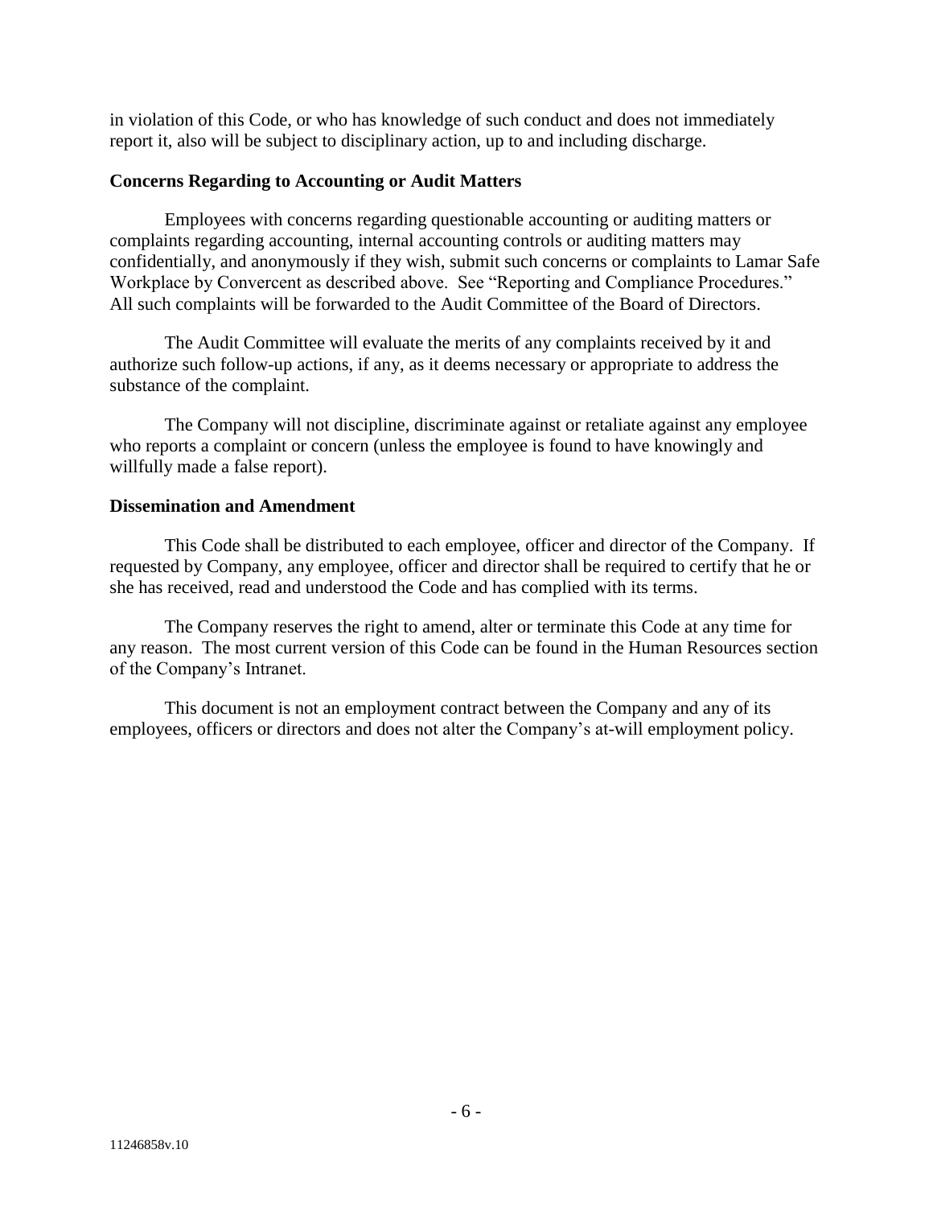in violation of this Code, or who has knowledge of such conduct and does not immediately report it, also will be subject to disciplinary action, up to and including discharge.

**Concerns Regarding to Accounting or Audit Matters**

Employees with concerns regarding questionable accounting or auditing matters or complaints regarding accounting, internal accounting controls or auditing matters may confidentially, and anonymously if they wish, submit such concerns or complaints to Lamar Safe Workplace by Convercent as described above. See "Reporting and Compliance Procedures." All such complaints will be forwarded to the Audit Committee of the Board of Directors.

The Audit Committee will evaluate the merits of any complaints received by it and authorize such follow-up actions, if any, as it deems necessary or appropriate to address the substance of the complaint.

The Company will not discipline, discriminate against or retaliate against any employee who reports a complaint or concern (unless the employee is found to have knowingly and willfully made a false report).

**Dissemination and Amendment**

This Code shall be distributed to each employee, officer and director of the Company. If requested by Company, any employee, officer and director shall be required to certify that he or she has received, read and understood the Code and has complied with its terms.

The Company reserves the right to amend, alter or terminate this Code at any time for any reason. The most current version of this Code can be found in the Human Resources section of the Company's Intranet.

This document is not an employment contract between the Company and any of its employees, officers or directors and does not alter the Company's at-will employment policy.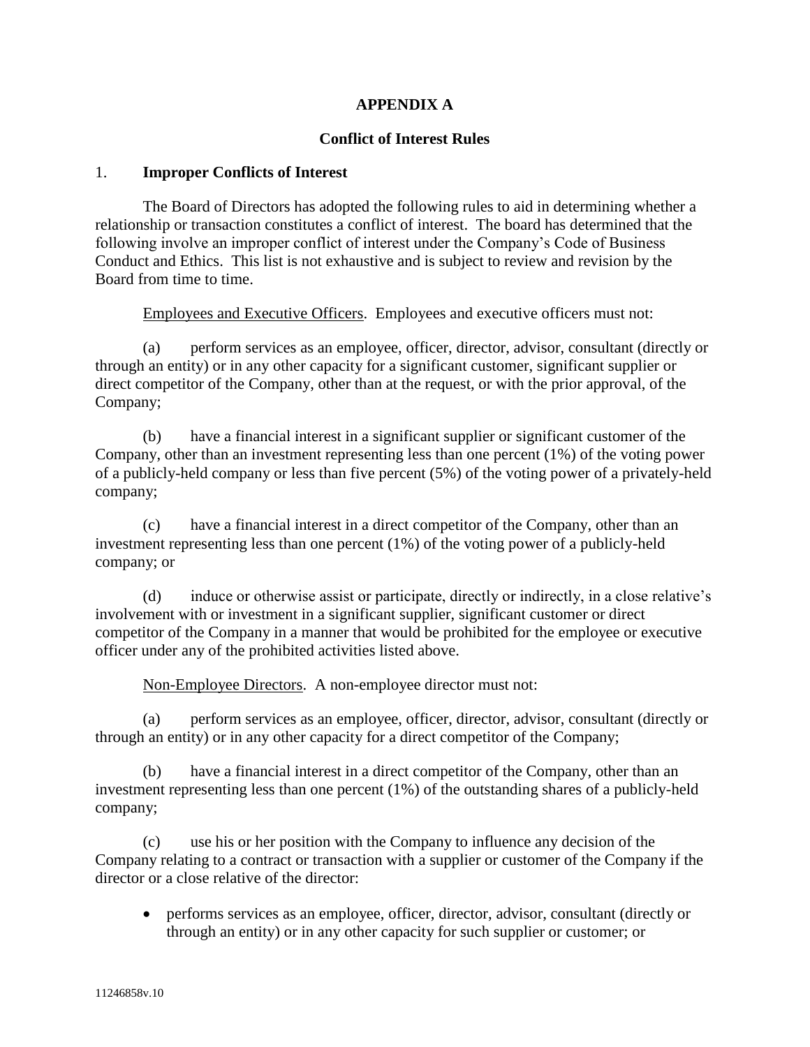## APPENDIX A

### Conflict of Interest Rules

### 1. Improper Conflicts of Interest

The Board of Directors has adopted the following rules to aid in determining whether a relationship or transaction constitutes a conflict of interest. The board has determined that the following involve an improper conflict of interest under the Company's Code of Business Conduct and Ethics. This list is not exhaustive and is subject to review and revision by the Board from time to time.

Employees and Executive Officers. Employees and executive officers must not:

(a) perform services as an employee, officer, director, advisor, consultant (directly or through an entity) or in any other capacity for a significant customer, significant supplier or direct competitor of the Company, other than at the request, or with the prior approval, of the Company;

(b) have a financial interest in a significant supplier or significant customer of the Company, other than an investment representing less than one percent (1%) of the voting power of a publicly-held company or less than five percent (5%) of the voting power of a privately-held company;

(c) have a financial interest in a direct competitor of the Company, other than an investment representing less than one percent (1%) of the voting power of a publicly-held company; or

(d) induce or otherwise assist or participate, directly or indirectly, in a close relative's involvement with or investment in a significant supplier, significant customer or direct competitor of the Company in a manner that would be prohibited for the employee or executive officer under any of the prohibited activities listed above.

Non-Employee Directors. A non-employee director must not:

(a) perform services as an employee, officer, director, advisor, consultant (directly or through an entity) or in any other capacity for a direct competitor of the Company;

(b) have a financial interest in a direct competitor of the Company, other than an investment representing less than one percent (1%) of the outstanding shares of a publicly-held company;

(c) use his or her position with the Company to influence any decision of the Company relating to a contract or transaction with a supplier or customer of the Company if the director or a close relative of the director:

- performs services as an employee, officer, director, advisor, consultant (directly or through an entity) or in any other capacity for such supplier or customer; or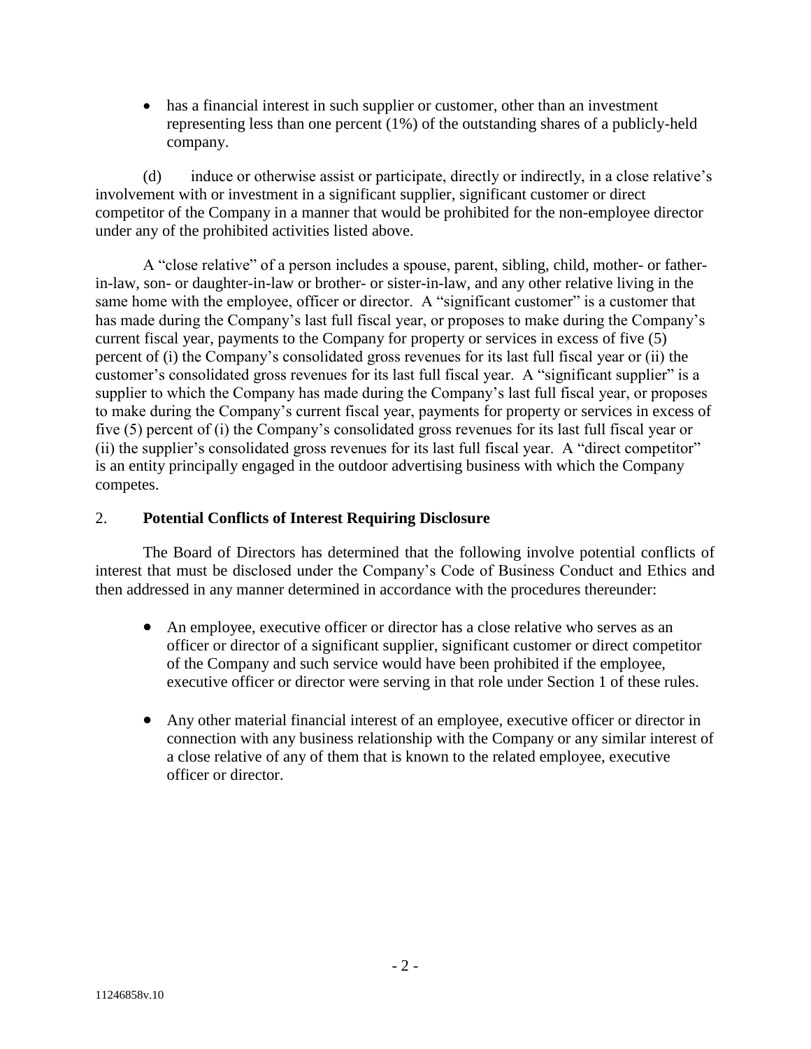- has a financial interest in such supplier or customer, other than an investment representing less than one percent (1%) of the outstanding shares of a publicly-held company.

(d) induce or otherwise assist or participate, directly or indirectly, in a close relative's involvement with or investment in a significant supplier, significant customer or direct competitor of the Company in a manner that would be prohibited for the non-employee director under any of the prohibited activities listed above.

A "close relative" of a person includes a spouse, parent, sibling, child, mother- or father-in-law, son- or daughter-in-law or brother- or sister-in-law, and any other relative living in the same home with the employee, officer or director. A "significant customer" is a customer that has made during the Company's last full fiscal year, or proposes to make during the Company's current fiscal year, payments to the Company for property or services in excess of five (5) percent of (i) the Company's consolidated gross revenues for its last full fiscal year or (ii) the customer's consolidated gross revenues for its last full fiscal year. A "significant supplier" is a supplier to which the Company has made during the Company's last full fiscal year, or proposes to make during the Company's current fiscal year, payments for property or services in excess of five (5) percent of (i) the Company's consolidated gross revenues for its last full fiscal year or (ii) the supplier's consolidated gross revenues for its last full fiscal year. A "direct competitor" is an entity principally engaged in the outdoor advertising business with which the Company competes.

## 2. **Potential Conflicts of Interest Requiring Disclosure**

The Board of Directors has determined that the following involve potential conflicts of interest that must be disclosed under the Company's Code of Business Conduct and Ethics and then addressed in any manner determined in accordance with the procedures thereunder:

- An employee, executive officer or director has a close relative who serves as an officer or director of a significant supplier, significant customer or direct competitor of the Company and such service would have been prohibited if the employee, executive officer or director were serving in that role under Section 1 of these rules.

- Any other material financial interest of an employee, executive officer or director in connection with any business relationship with the Company or any similar interest of a close relative of any of them that is known to the related employee, executive officer or director.

11246858v.10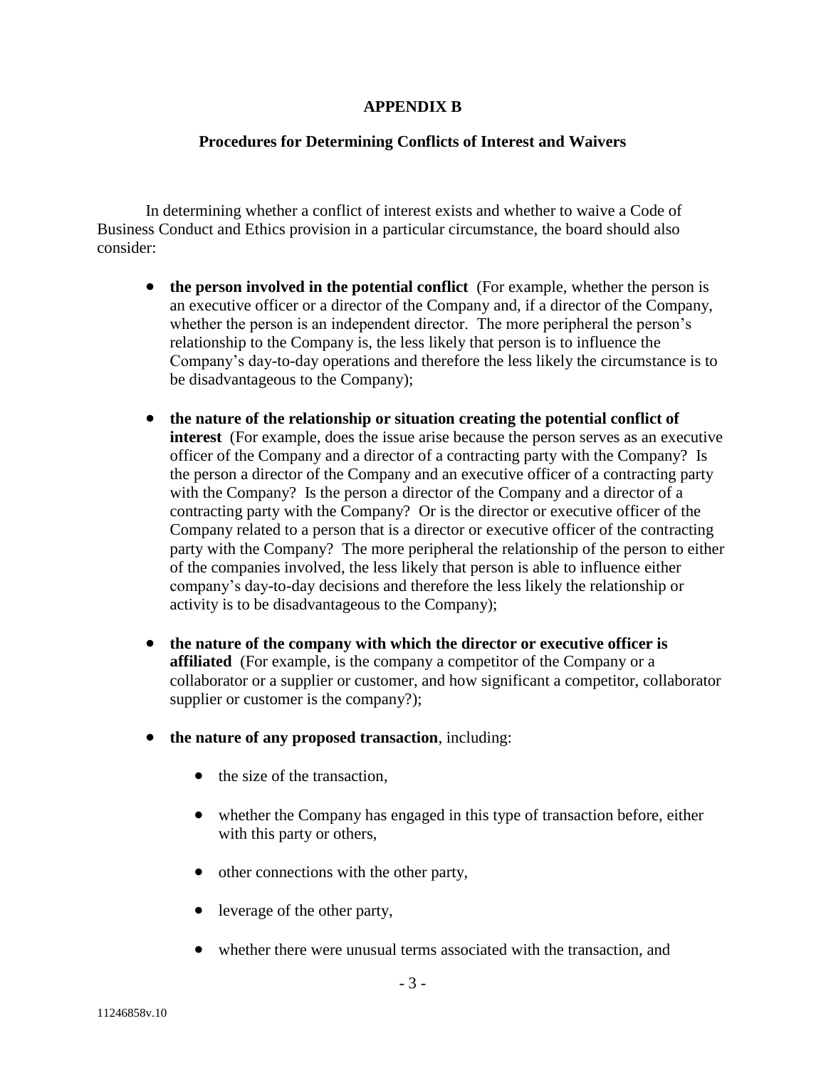# APPENDIX B

## Procedures for Determining Conflicts of Interest and Waivers

In determining whether a conflict of interest exists and whether to waive a Code of Business Conduct and Ethics provision in a particular circumstance, the board should also consider:

- **the person involved in the potential conflict** (For example, whether the person is an executive officer or a director of the Company and, if a director of the Company, whether the person is an independent director. The more peripheral the person's relationship to the Company is, the less likely that person is to influence the Company's day-to-day operations and therefore the less likely the circumstance is to be disadvantageous to the Company);

- **the nature of the relationship or situation creating the potential conflict of interest** (For example, does the issue arise because the person serves as an executive officer of the Company and a director of a contracting party with the Company? Is the person a director of the Company and an executive officer of a contracting party with the Company? Is the person a director of the Company and a director of a contracting party with the Company? Or is the director or executive officer of the Company related to a person that is a director or executive officer of the contracting party with the Company? The more peripheral the relationship of the person to either of the companies involved, the less likely that person is able to influence either company's day-to-day decisions and therefore the less likely the relationship or activity is to be disadvantageous to the Company);

- **the nature of the company with which the director or executive officer is affiliated** (For example, is the company a competitor of the Company or a collaborator or a supplier or customer, and how significant a competitor, collaborator supplier or customer is the company?);

- **the nature of any proposed transaction**, including:

  - the size of the transaction,

  - whether the Company has engaged in this type of transaction before, either with this party or others,

  - other connections with the other party,

  - leverage of the other party,

  - whether there were unusual terms associated with the transaction, and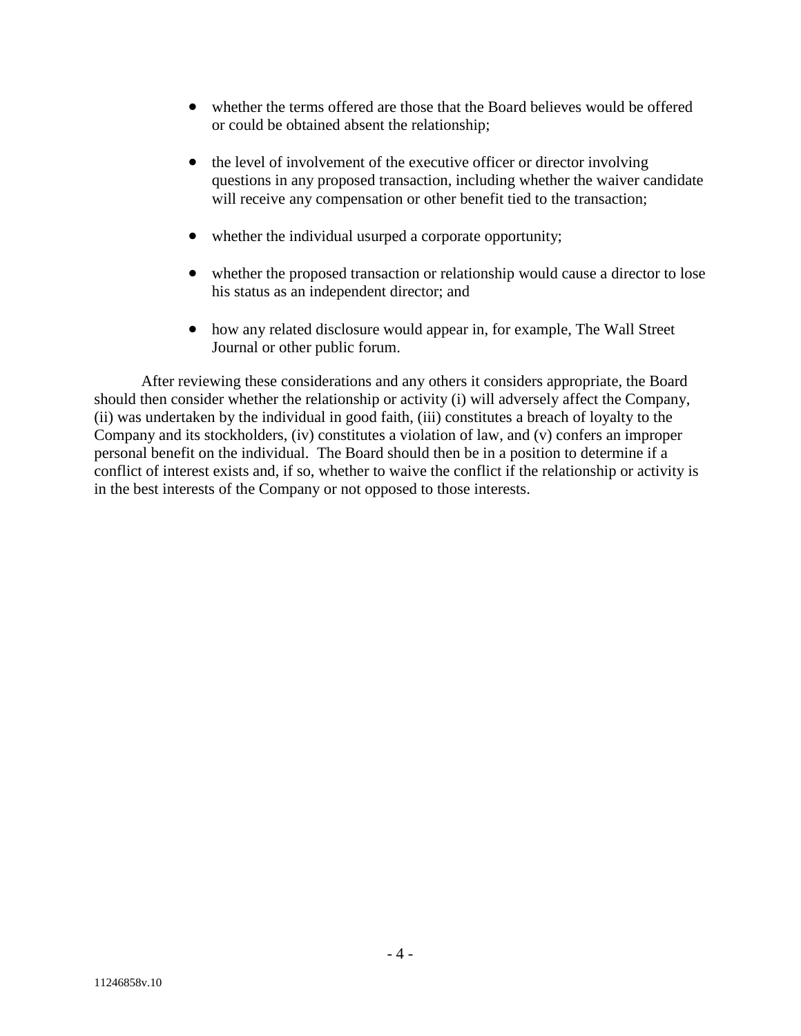- whether the terms offered are those that the Board believes would be offered or could be obtained absent the relationship;

- the level of involvement of the executive officer or director involving questions in any proposed transaction, including whether the waiver candidate will receive any compensation or other benefit tied to the transaction;

- whether the individual usurped a corporate opportunity;

- whether the proposed transaction or relationship would cause a director to lose his status as an independent director; and

- how any related disclosure would appear in, for example, The Wall Street Journal or other public forum.

After reviewing these considerations and any others it considers appropriate, the Board should then consider whether the relationship or activity (i) will adversely affect the Company, (ii) was undertaken by the individual in good faith, (iii) constitutes a breach of loyalty to the Company and its stockholders, (iv) constitutes a violation of law, and (v) confers an improper personal benefit on the individual. The Board should then be in a position to determine if a conflict of interest exists and, if so, whether to waive the conflict if the relationship or activity is in the best interests of the Company or not opposed to those interests.